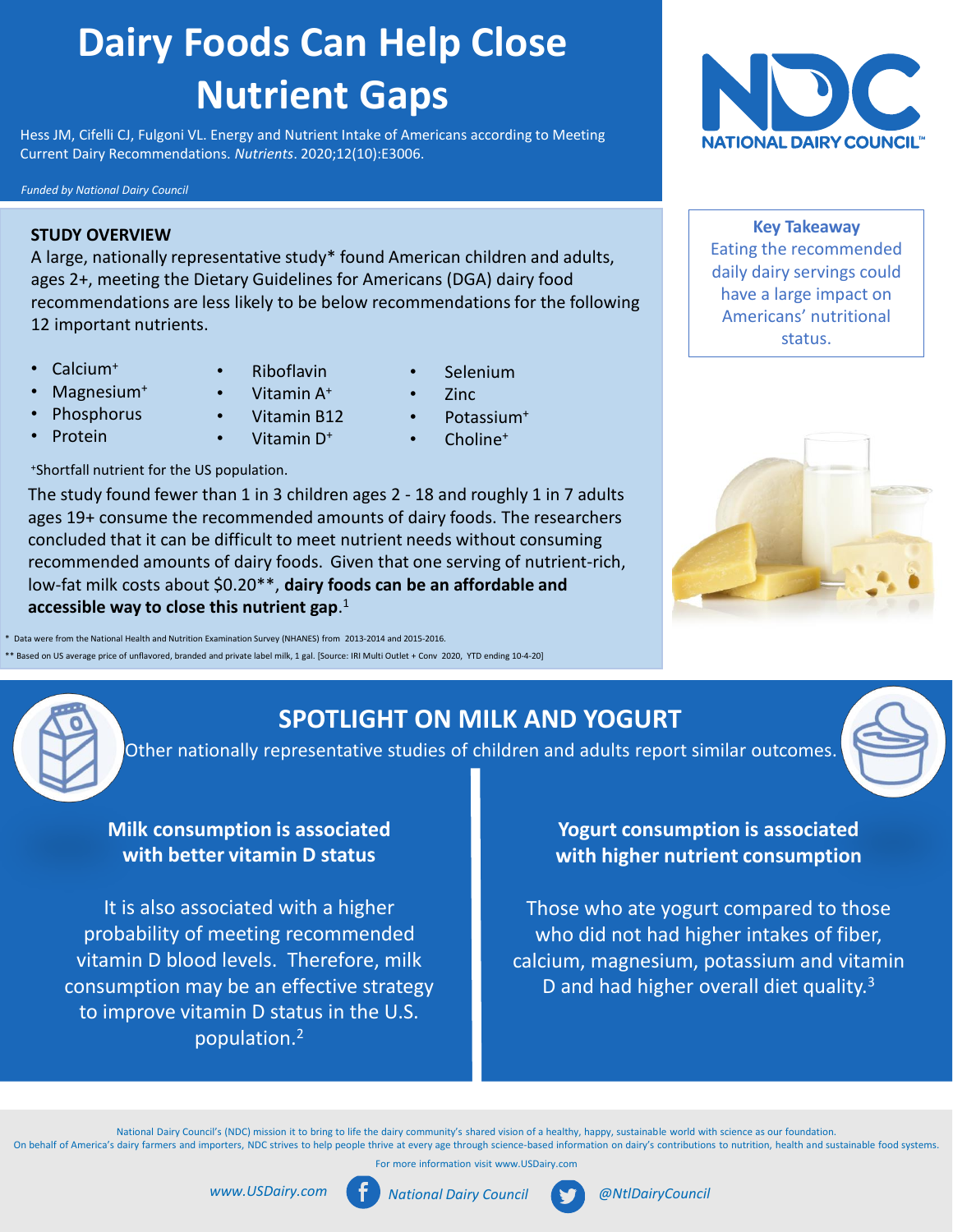# Dairy Foods Can Help Close Nutrient Gaps

Hess JM, Cifelli CJ, Fulgoni VL. Energy and Nutrient Intake of Americans according to Meeting Current Dairy Recommendations. *Nutrients*. 2020;12(10):E3006.

*Funded by National Dairy Council*

NATIONAL DAIRY COUNCIL™

**Key Takeaway**
Eating the recommended daily dairy servings could have a large impact on Americans' nutritional status.

**STUDY OVERVIEW**

A large, nationally representative study* found American children and adults, ages 2+, meeting the Dietary Guidelines for Americans (DGA) dairy food recommendations are less likely to be below recommendations for the following 12 important nutrients.

- Calcium+
- Magnesium+
- Phosphorus
- Protein
- Riboflavin
- Vitamin A+
- Vitamin B12
- Vitamin D+
- Selenium
- Zinc
- Potassium+
- Choline+

+Shortfall nutrient for the US population.

The study found fewer than 1 in 3 children ages 2 - 18 and roughly 1 in 7 adults ages 19+ consume the recommended amounts of dairy foods. The researchers concluded that it can be difficult to meet nutrient needs without consuming recommended amounts of dairy foods. Given that one serving of nutrient-rich, low-fat milk costs about $0.20**, **dairy foods can be an affordable and accessible way to close this nutrient gap**.[1]

* Data were from the National Health and Nutrition Examination Survey (NHANES) from 2013-2014 and 2015-2016.

** Based on US average price of unflavored, branded and private label milk, 1 gal. [Source: IRI Multi Outlet + Conv 2020, YTD ending 10-4-20]

## SPOTLIGHT ON MILK AND YOGURT

Other nationally representative studies of children and adults report similar outcomes.

### Milk consumption is associated with better vitamin D status

It is also associated with a higher probability of meeting recommended vitamin D blood levels. Therefore, milk consumption may be an effective strategy to improve vitamin D status in the U.S. population.[2]

### Yogurt consumption is associated with higher nutrient consumption

Those who ate yogurt compared to those who did not had higher intakes of fiber, calcium, magnesium, potassium and vitamin D and had higher overall diet quality.[3]

National Dairy Council's (NDC) mission it to bring to life the dairy community's shared vision of a healthy, happy, sustainable world with science as our foundation.
On behalf of America's dairy farmers and importers, NDC strives to help people thrive at every age through science-based information on dairy's contributions to nutrition, health and sustainable food systems.

For more information visit www.USDairy.com

*www.USDairy.com* *National Dairy Council* *@NtlDairyCouncil*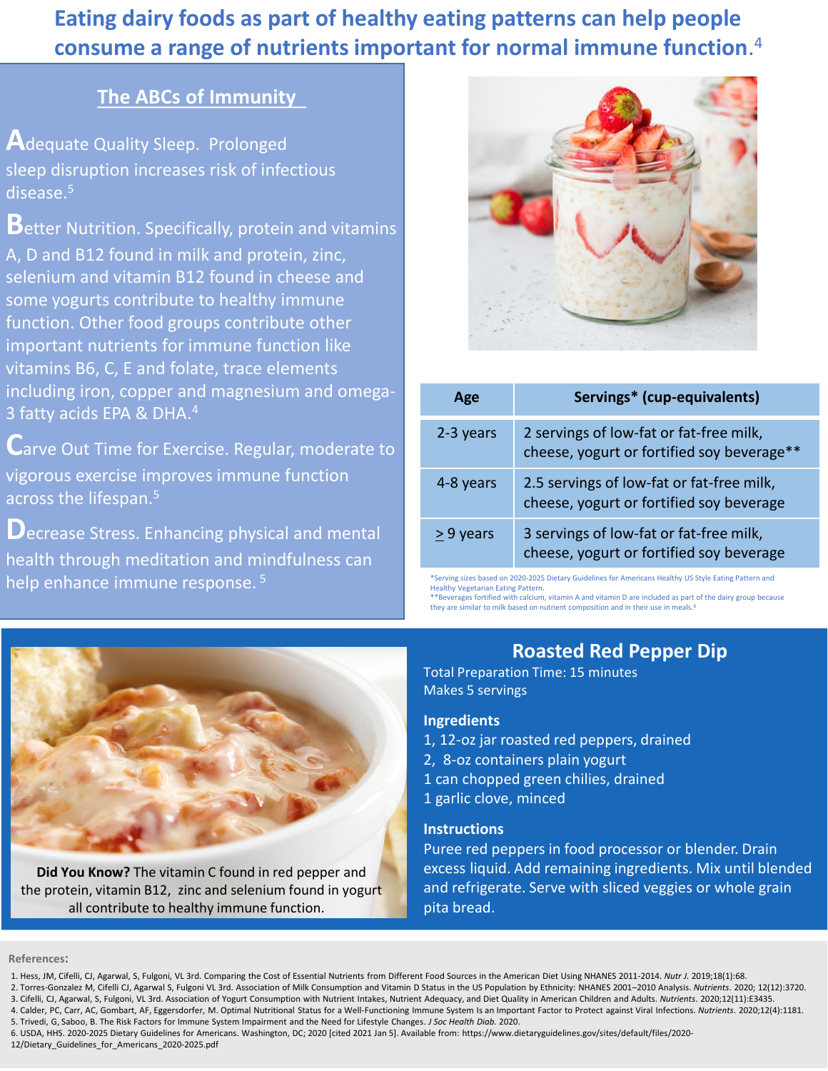# Eating dairy foods as part of healthy eating patterns can help people consume a range of nutrients important for normal immune function.[4]

## The ABCs of Immunity

**A**dequate Quality Sleep. Prolonged sleep disruption increases risk of infectious disease.[5]

**B**etter Nutrition. Specifically, protein and vitamins A, D and B12 found in milk and protein, zinc, selenium and vitamin B12 found in cheese and some yogurts contribute to healthy immune function. Other food groups contribute other important nutrients for immune function like vitamins B6, C, E and folate, trace elements including iron, copper and magnesium and omega-3 fatty acids EPA & DHA.[4]

**C**arve Out Time for Exercise. Regular, moderate to vigorous exercise improves immune function across the lifespan.[5]

**D**ecrease Stress. Enhancing physical and mental health through meditation and mindfulness can help enhance immune response.[5]

| Age | Servings* (cup-equivalents) |
| --- | --- |
| 2-3 years | 2 servings of low-fat or fat-free milk, cheese, yogurt or fortified soy beverage** |
| 4-8 years | 2.5 servings of low-fat or fat-free milk, cheese, yogurt or fortified soy beverage |
| ≥ 9 years | 3 servings of low-fat or fat-free milk, cheese, yogurt or fortified soy beverage |

*Serving sizes based on 2020-2025 Dietary Guidelines for Americans Healthy US Style Eating Pattern and Healthy Vegetarian Eating Pattern.
**Beverages fortified with calcium, vitamin A and vitamin D are included as part of the dairy group because they are similar to milk based on nutrient composition and in their use in meals.[6]

**Did You Know?** The vitamin C found in red pepper and the protein, vitamin B12, zinc and selenium found in yogurt all contribute to healthy immune function.

## Roasted Red Pepper Dip

Total Preparation Time: 15 minutes
Makes 5 servings

### Ingredients

- 1, 12-oz jar roasted red peppers, drained
- 2, 8-oz containers plain yogurt
- 1 can chopped green chilies, drained
- 1 garlic clove, minced

### Instructions

Puree red peppers in food processor or blender. Drain excess liquid. Add remaining ingredients. Mix until blended and refrigerate. Serve with sliced veggies or whole grain pita bread.

**References:**

1. Hess, JM, Cifelli, CJ, Agarwal, S, Fulgoni, VL 3rd. Comparing the Cost of Essential Nutrients from Different Food Sources in the American Diet Using NHANES 2011-2014. *Nutr J.* 2019;18(1):68.
2. Torres-Gonzalez M, Cifelli CJ, Agarwal S, Fulgoni VL 3rd. Association of Milk Consumption and Vitamin D Status in the US Population by Ethnicity: NHANES 2001–2010 Analysis. *Nutrients.* 2020; 12(12):3720.
3. Cifelli, CJ, Agarwal, S, Fulgoni, VL 3rd. Association of Yogurt Consumption with Nutrient Intakes, Nutrient Adequacy, and Diet Quality in American Children and Adults. *Nutrients.* 2020;12(11):E3435.
4. Calder, PC, Carr, AC, Gombart, AF, Eggersdorfer, M. Optimal Nutritional Status for a Well-Functioning Immune System Is an Important Factor to Protect against Viral Infections. *Nutrients.* 2020;12(4):1181.
5. Trivedi, G, Saboo, B. The Risk Factors for Immune System Impairment and the Need for Lifestyle Changes. *J Soc Health Diab.* 2020.
6. USDA, HHS. 2020-2025 Dietary Guidelines for Americans. Washington, DC; 2020 [cited 2021 Jan 5]. Available from: https://www.dietaryguidelines.gov/sites/default/files/2020-12/Dietary_Guidelines_for_Americans_2020-2025.pdf